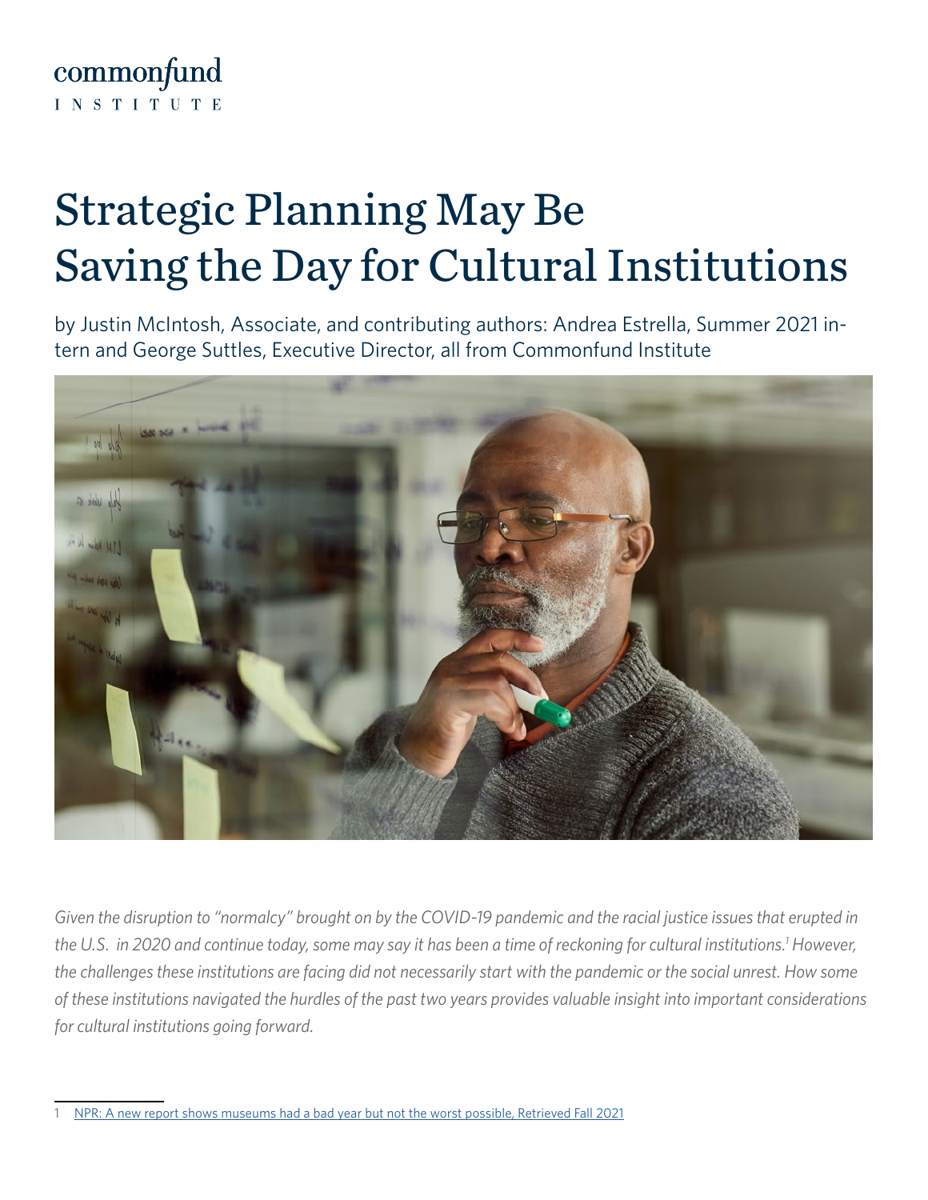commonfund INSTITUTE

# Strategic Planning May Be Saving the Day for Cultural Institutions

by Justin McIntosh, Associate, and contributing authors: Andrea Estrella, Summer 2021 intern and George Suttles, Executive Director, all from Commonfund Institute

*Given the disruption to "normalcy" brought on by the COVID-19 pandemic and the racial justice issues that erupted in the U.S. in 2020 and continue today, some may say it has been a time of reckoning for cultural institutions.[1] However, the challenges these institutions are facing did not necessarily start with the pandemic or the social unrest. How some of these institutions navigated the hurdles of the past two years provides valuable insight into important considerations for cultural institutions going forward.*

---

1 NPR: A new report shows museums had a bad year but not the worst possible, Retrieved Fall 2021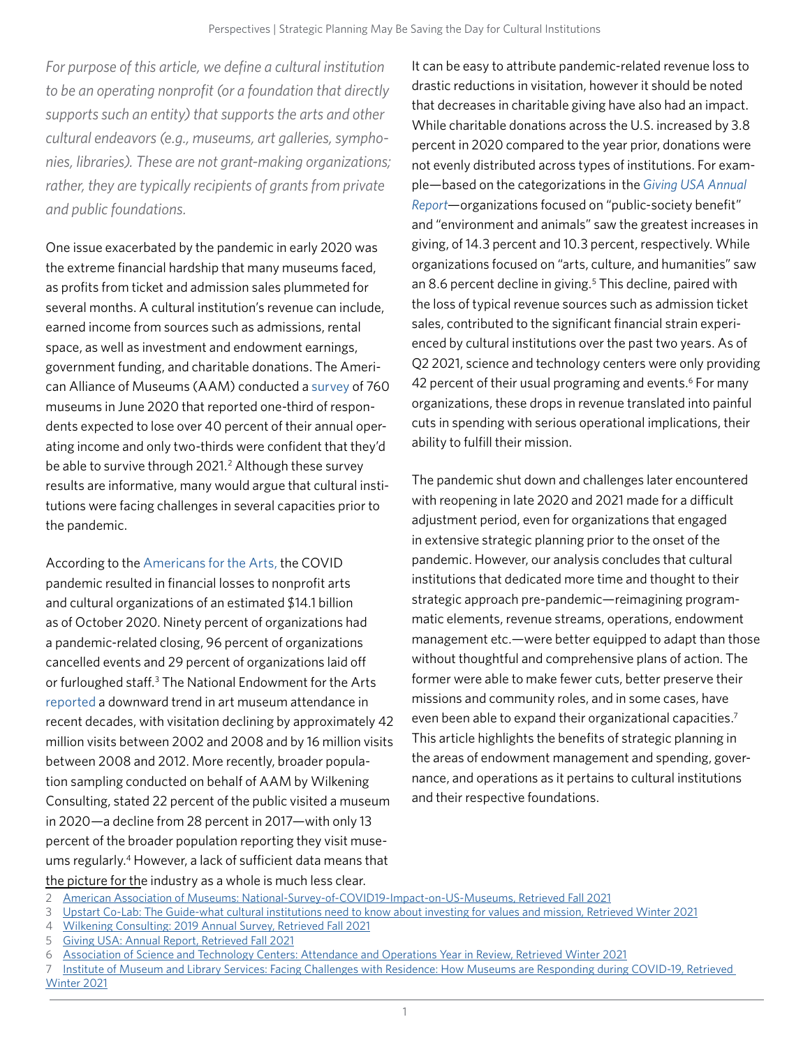*For purpose of this article, we define a cultural institution to be an operating nonprofit (or a foundation that directly supports such an entity) that supports the arts and other cultural endeavors (e.g., museums, art galleries, symphonies, libraries). These are not grant-making organizations; rather, they are typically recipients of grants from private and public foundations.*

One issue exacerbated by the pandemic in early 2020 was the extreme financial hardship that many museums faced, as profits from ticket and admission sales plummeted for several months. A cultural institution's revenue can include, earned income from sources such as admissions, rental space, as well as investment and endowment earnings, government funding, and charitable donations. The American Alliance of Museums (AAM) conducted a survey of 760 museums in June 2020 that reported one-third of respondents expected to lose over 40 percent of their annual operating income and only two-thirds were confident that they'd be able to survive through 2021.[2] Although these survey results are informative, many would argue that cultural institutions were facing challenges in several capacities prior to the pandemic.

According to the Americans for the Arts, the COVID pandemic resulted in financial losses to nonprofit arts and cultural organizations of an estimated $14.1 billion as of October 2020. Ninety percent of organizations had a pandemic-related closing, 96 percent of organizations cancelled events and 29 percent of organizations laid off or furloughed staff.[3] The National Endowment for the Arts reported a downward trend in art museum attendance in recent decades, with visitation declining by approximately 42 million visits between 2002 and 2008 and by 16 million visits between 2008 and 2012. More recently, broader population sampling conducted on behalf of AAM by Wilkening Consulting, stated 22 percent of the public visited a museum in 2020—a decline from 28 percent in 2017—with only 13 percent of the broader population reporting they visit museums regularly.[4] However, a lack of sufficient data means that the picture for the industry as a whole is much less clear.

It can be easy to attribute pandemic-related revenue loss to drastic reductions in visitation, however it should be noted that decreases in charitable giving have also had an impact. While charitable donations across the U.S. increased by 3.8 percent in 2020 compared to the year prior, donations were not evenly distributed across types of institutions. For example—based on the categorizations in the *Giving USA Annual Report*—organizations focused on "public-society benefit" and "environment and animals" saw the greatest increases in giving, of 14.3 percent and 10.3 percent, respectively. While organizations focused on "arts, culture, and humanities" saw an 8.6 percent decline in giving.[5] This decline, paired with the loss of typical revenue sources such as admission ticket sales, contributed to the significant financial strain experienced by cultural institutions over the past two years. As of Q2 2021, science and technology centers were only providing 42 percent of their usual programing and events.[6] For many organizations, these drops in revenue translated into painful cuts in spending with serious operational implications, their ability to fulfill their mission.

The pandemic shut down and challenges later encountered with reopening in late 2020 and 2021 made for a difficult adjustment period, even for organizations that engaged in extensive strategic planning prior to the onset of the pandemic. However, our analysis concludes that cultural institutions that dedicated more time and thought to their strategic approach pre-pandemic—reimagining programmatic elements, revenue streams, operations, endowment management etc.—were better equipped to adapt than those without thoughtful and comprehensive plans of action. The former were able to make fewer cuts, better preserve their missions and community roles, and in some cases, have even been able to expand their organizational capacities.[7] This article highlights the benefits of strategic planning in the areas of endowment management and spending, governance, and operations as it pertains to cultural institutions and their respective foundations.

2 American Association of Museums: National-Survey-of-COVID19-Impact-on-US-Museums, Retrieved Fall 2021
3 Upstart Co-Lab: The Guide-what cultural institutions need to know about investing for values and mission, Retrieved Winter 2021
4 Wilkening Consulting: 2019 Annual Survey, Retrieved Fall 2021
5 Giving USA: Annual Report, Retrieved Fall 2021
6 Association of Science and Technology Centers: Attendance and Operations Year in Review, Retrieved Winter 2021
7 Institute of Museum and Library Services: Facing Challenges with Residence: How Museums are Responding during COVID-19, Retrieved Winter 2021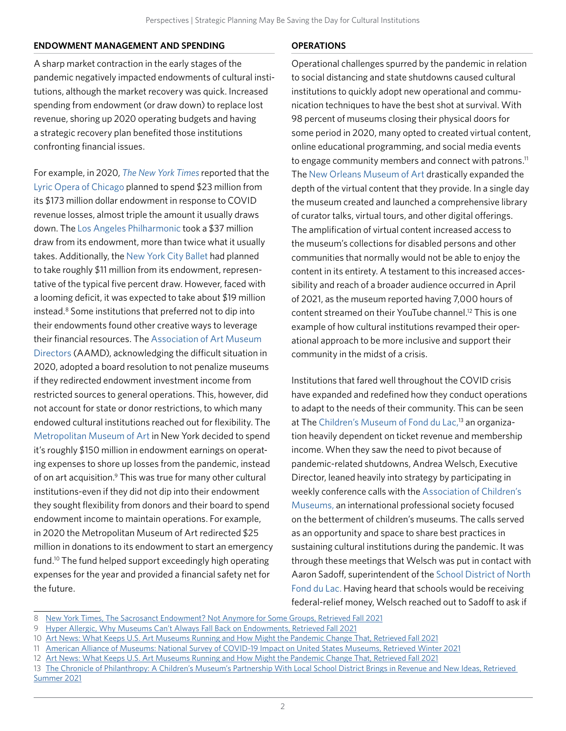## ENDOWMENT MANAGEMENT AND SPENDING

A sharp market contraction in the early stages of the pandemic negatively impacted endowments of cultural institutions, although the market recovery was quick. Increased spending from endowment (or draw down) to replace lost revenue, shoring up 2020 operating budgets and having a strategic recovery plan benefited those institutions confronting financial issues.

For example, in 2020, *The New York Times* reported that the Lyric Opera of Chicago planned to spend $23 million from its $173 million dollar endowment in response to COVID revenue losses, almost triple the amount it usually draws down. The Los Angeles Philharmonic took a $37 million draw from its endowment, more than twice what it usually takes. Additionally, the New York City Ballet had planned to take roughly $11 million from its endowment, representative of the typical five percent draw. However, faced with a looming deficit, it was expected to take about $19 million instead.[8] Some institutions that preferred not to dip into their endowments found other creative ways to leverage their financial resources. The Association of Art Museum Directors (AAMD), acknowledging the difficult situation in 2020, adopted a board resolution to not penalize museums if they redirected endowment investment income from restricted sources to general operations. This, however, did not account for state or donor restrictions, to which many endowed cultural institutions reached out for flexibility. The Metropolitan Museum of Art in New York decided to spend it's roughly $150 million in endowment earnings on operating expenses to shore up losses from the pandemic, instead of on art acquisition.[9] This was true for many other cultural institutions-even if they did not dip into their endowment they sought flexibility from donors and their board to spend endowment income to maintain operations. For example, in 2020 the Metropolitan Museum of Art redirected $25 million in donations to its endowment to start an emergency fund.[10] The fund helped support exceedingly high operating expenses for the year and provided a financial safety net for the future.

## OPERATIONS

Operational challenges spurred by the pandemic in relation to social distancing and state shutdowns caused cultural institutions to quickly adopt new operational and communication techniques to have the best shot at survival. With 98 percent of museums closing their physical doors for some period in 2020, many opted to created virtual content, online educational programming, and social media events to engage community members and connect with patrons.[11] The New Orleans Museum of Art drastically expanded the depth of the virtual content that they provide. In a single day the museum created and launched a comprehensive library of curator talks, virtual tours, and other digital offerings. The amplification of virtual content increased access to the museum's collections for disabled persons and other communities that normally would not be able to enjoy the content in its entirety. A testament to this increased accessibility and reach of a broader audience occurred in April of 2021, as the museum reported having 7,000 hours of content streamed on their YouTube channel.[12] This is one example of how cultural institutions revamped their operational approach to be more inclusive and support their community in the midst of a crisis.

Institutions that fared well throughout the COVID crisis have expanded and redefined how they conduct operations to adapt to the needs of their community. This can be seen at The Children's Museum of Fond du Lac,[13] an organization heavily dependent on ticket revenue and membership income. When they saw the need to pivot because of pandemic-related shutdowns, Andrea Welsch, Executive Director, leaned heavily into strategy by participating in weekly conference calls with the Association of Children's Museums, an international professional society focused on the betterment of children's museums. The calls served as an opportunity and space to share best practices in sustaining cultural institutions during the pandemic. It was through these meetings that Welsch was put in contact with Aaron Sadoff, superintendent of the School District of North Fond du Lac. Having heard that schools would be receiving federal-relief money, Welsch reached out to Sadoff to ask if

8 New York Times, The Sacrosanct Endowment? Not Anymore for Some Groups, Retrieved Fall 2021
9 Hyper Allergic, Why Museums Can't Always Fall Back on Endowments, Retrieved Fall 2021
10 Art News: What Keeps U.S. Art Museums Running and How Might the Pandemic Change That, Retrieved Fall 2021
11 American Alliance of Museums: National Survey of COVID-19 Impact on United States Museums, Retrieved Winter 2021
12 Art News: What Keeps U.S. Art Museums Running and How Might the Pandemic Change That, Retrieved Fall 2021
13 The Chronicle of Philanthropy: A Children's Museum's Partnership With Local School District Brings in Revenue and New Ideas, Retrieved Summer 2021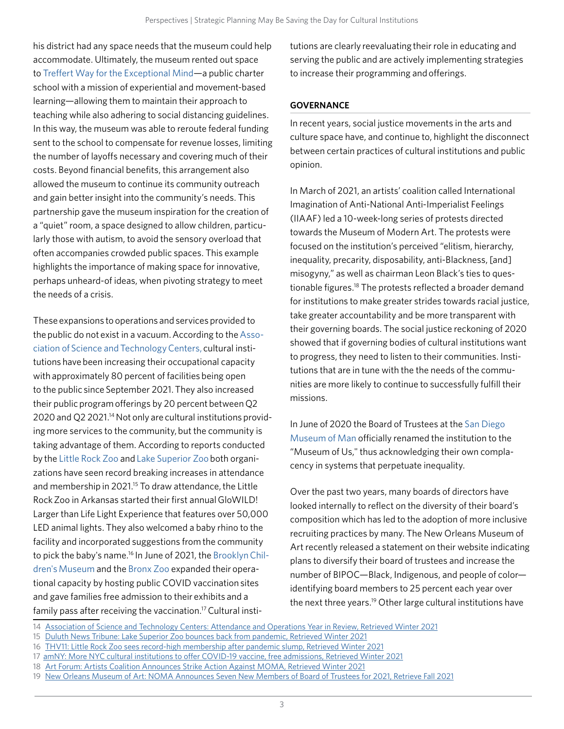his district had any space needs that the museum could help accommodate. Ultimately, the museum rented out space to Treffert Way for the Exceptional Mind—a public charter school with a mission of experiential and movement-based learning—allowing them to maintain their approach to teaching while also adhering to social distancing guidelines. In this way, the museum was able to reroute federal funding sent to the school to compensate for revenue losses, limiting the number of layoffs necessary and covering much of their costs. Beyond financial benefits, this arrangement also allowed the museum to continue its community outreach and gain better insight into the community's needs. This partnership gave the museum inspiration for the creation of a "quiet" room, a space designed to allow children, particularly those with autism, to avoid the sensory overload that often accompanies crowded public spaces. This example highlights the importance of making space for innovative, perhaps unheard-of ideas, when pivoting strategy to meet the needs of a crisis.

These expansions to operations and services provided to the public do not exist in a vacuum. According to the Association of Science and Technology Centers, cultural institutions have been increasing their occupational capacity with approximately 80 percent of facilities being open to the public since September 2021. They also increased their public program offerings by 20 percent between Q2 2020 and Q2 2021.[14] Not only are cultural institutions providing more services to the community, but the community is taking advantage of them. According to reports conducted by the Little Rock Zoo and Lake Superior Zoo both organizations have seen record breaking increases in attendance and membership in 2021.[15] To draw attendance, the Little Rock Zoo in Arkansas started their first annual GloWILD! Larger than Life Light Experience that features over 50,000 LED animal lights. They also welcomed a baby rhino to the facility and incorporated suggestions from the community to pick the baby's name.[16] In June of 2021, the Brooklyn Children's Museum and the Bronx Zoo expanded their operational capacity by hosting public COVID vaccination sites and gave families free admission to their exhibits and a family pass after receiving the vaccination.[17] Cultural institutions are clearly reevaluating their role in educating and serving the public and are actively implementing strategies to increase their programming and offerings.

## GOVERNANCE

In recent years, social justice movements in the arts and culture space have, and continue to, highlight the disconnect between certain practices of cultural institutions and public opinion.

In March of 2021, an artists' coalition called International Imagination of Anti-National Anti-Imperialist Feelings (IIAAF) led a 10-week-long series of protests directed towards the Museum of Modern Art. The protests were focused on the institution's perceived "elitism, hierarchy, inequality, precarity, disposability, anti-Blackness, [and] misogyny," as well as chairman Leon Black's ties to questionable figures.[18] The protests reflected a broader demand for institutions to make greater strides towards racial justice, take greater accountability and be more transparent with their governing boards. The social justice reckoning of 2020 showed that if governing bodies of cultural institutions want to progress, they need to listen to their communities. Institutions that are in tune with the the needs of the communities are more likely to continue to successfully fulfill their missions.

In June of 2020 the Board of Trustees at the San Diego Museum of Man officially renamed the institution to the "Museum of Us," thus acknowledging their own complacency in systems that perpetuate inequality.

Over the past two years, many boards of directors have looked internally to reflect on the diversity of their board's composition which has led to the adoption of more inclusive recruiting practices by many. The New Orleans Museum of Art recently released a statement on their website indicating plans to diversify their board of trustees and increase the number of BIPOC—Black, Indigenous, and people of color—identifying board members to 25 percent each year over the next three years.[19] Other large cultural institutions have

---

14 Association of Science and Technology Centers: Attendance and Operations Year in Review, Retrieved Winter 2021
15 Duluth News Tribune: Lake Superior Zoo bounces back from pandemic, Retrieved Winter 2021
16 THV11: Little Rock Zoo sees record-high membership after pandemic slump, Retrieved Winter 2021
17 amNY: More NYC cultural institutions to offer COVID-19 vaccine, free admissions, Retrieved Winter 2021
18 Art Forum: Artists Coalition Announces Strike Action Against MOMA, Retrieved Winter 2021
19 New Orleans Museum of Art: NOMA Announces Seven New Members of Board of Trustees for 2021, Retrieve Fall 2021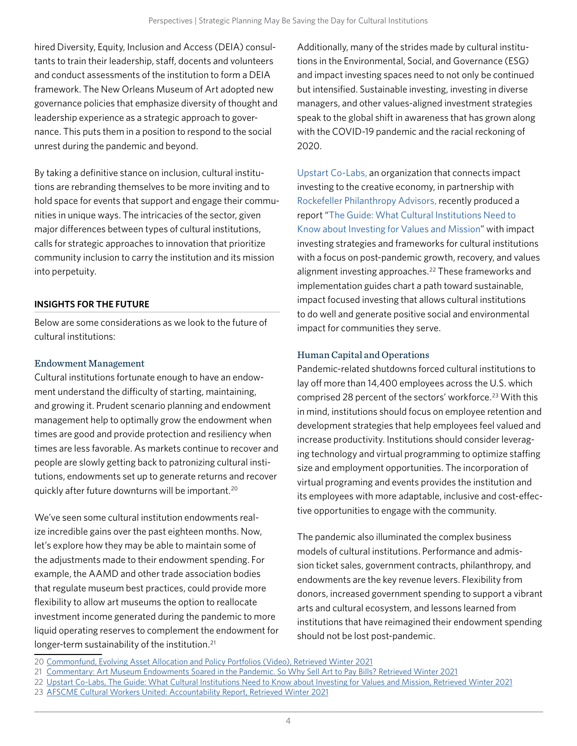hired Diversity, Equity, Inclusion and Access (DEIA) consultants to train their leadership, staff, docents and volunteers and conduct assessments of the institution to form a DEIA framework. The New Orleans Museum of Art adopted new governance policies that emphasize diversity of thought and leadership experience as a strategic approach to governance. This puts them in a position to respond to the social unrest during the pandemic and beyond.

By taking a definitive stance on inclusion, cultural institutions are rebranding themselves to be more inviting and to hold space for events that support and engage their communities in unique ways. The intricacies of the sector, given major differences between types of cultural institutions, calls for strategic approaches to innovation that prioritize community inclusion to carry the institution and its mission into perpetuity.

## INSIGHTS FOR THE FUTURE

Below are some considerations as we look to the future of cultural institutions:

### Endowment Management

Cultural institutions fortunate enough to have an endowment understand the difficulty of starting, maintaining, and growing it. Prudent scenario planning and endowment management help to optimally grow the endowment when times are good and provide protection and resiliency when times are less favorable. As markets continue to recover and people are slowly getting back to patronizing cultural institutions, endowments set up to generate returns and recover quickly after future downturns will be important.[20]

We've seen some cultural institution endowments realize incredible gains over the past eighteen months. Now, let's explore how they may be able to maintain some of the adjustments made to their endowment spending. For example, the AAMD and other trade association bodies that regulate museum best practices, could provide more flexibility to allow art museums the option to reallocate investment income generated during the pandemic to more liquid operating reserves to complement the endowment for longer-term sustainability of the institution.[21]

Additionally, many of the strides made by cultural institutions in the Environmental, Social, and Governance (ESG) and impact investing spaces need to not only be continued but intensified. Sustainable investing, investing in diverse managers, and other values-aligned investment strategies speak to the global shift in awareness that has grown along with the COVID-19 pandemic and the racial reckoning of 2020.

Upstart Co-Labs, an organization that connects impact investing to the creative economy, in partnership with Rockefeller Philanthropy Advisors, recently produced a report "The Guide: What Cultural Institutions Need to Know about Investing for Values and Mission" with impact investing strategies and frameworks for cultural institutions with a focus on post-pandemic growth, recovery, and values alignment investing approaches.[22] These frameworks and implementation guides chart a path toward sustainable, impact focused investing that allows cultural institutions to do well and generate positive social and environmental impact for communities they serve.

### Human Capital and Operations

Pandemic-related shutdowns forced cultural institutions to lay off more than 14,400 employees across the U.S. which comprised 28 percent of the sectors' workforce.[23] With this in mind, institutions should focus on employee retention and development strategies that help employees feel valued and increase productivity. Institutions should consider leveraging technology and virtual programming to optimize staffing size and employment opportunities. The incorporation of virtual programing and events provides the institution and its employees with more adaptable, inclusive and cost-effective opportunities to engage with the community.

The pandemic also illuminated the complex business models of cultural institutions. Performance and admission ticket sales, government contracts, philanthropy, and endowments are the key revenue levers. Flexibility from donors, increased government spending to support a vibrant arts and cultural ecosystem, and lessons learned from institutions that have reimagined their endowment spending should not be lost post-pandemic.

---

20 Commonfund, Evolving Asset Allocation and Policy Portfolios (Video), Retrieved Winter 2021

21 Commentary: Art Museum Endowments Soared in the Pandemic. So Why Sell Art to Pay Bills? Retrieved Winter 2021

22 Upstart Co-Labs, The Guide: What Cultural Institutions Need to Know about Investing for Values and Mission, Retrieved Winter 2021

23 AFSCME Cultural Workers United: Accountability Report, Retrieved Winter 2021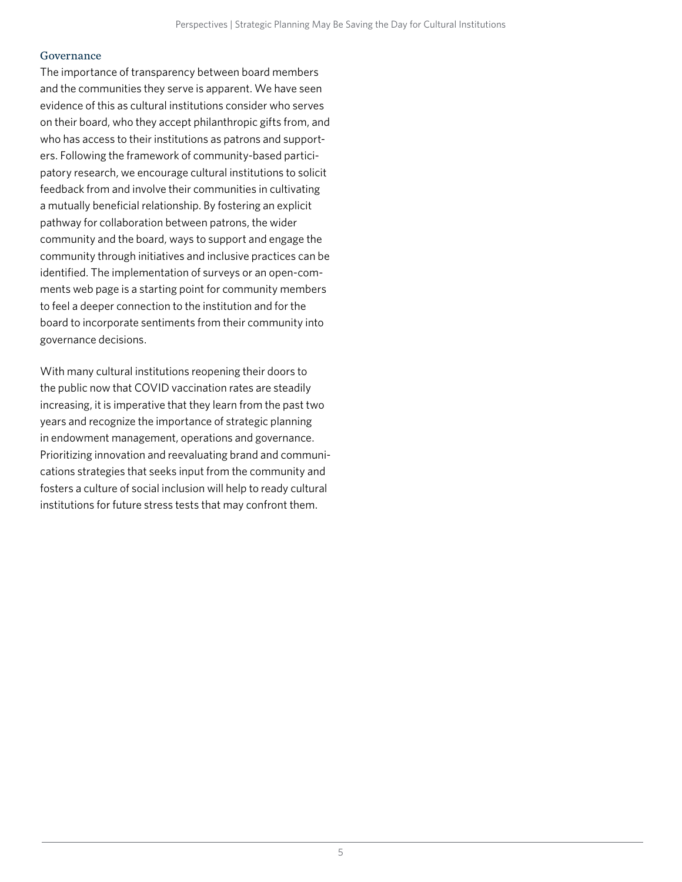### Governance

The importance of transparency between board members and the communities they serve is apparent. We have seen evidence of this as cultural institutions consider who serves on their board, who they accept philanthropic gifts from, and who has access to their institutions as patrons and supporters. Following the framework of community-based participatory research, we encourage cultural institutions to solicit feedback from and involve their communities in cultivating a mutually beneficial relationship. By fostering an explicit pathway for collaboration between patrons, the wider community and the board, ways to support and engage the community through initiatives and inclusive practices can be identified. The implementation of surveys or an open-comments web page is a starting point for community members to feel a deeper connection to the institution and for the board to incorporate sentiments from their community into governance decisions.

With many cultural institutions reopening their doors to the public now that COVID vaccination rates are steadily increasing, it is imperative that they learn from the past two years and recognize the importance of strategic planning in endowment management, operations and governance. Prioritizing innovation and reevaluating brand and communications strategies that seeks input from the community and fosters a culture of social inclusion will help to ready cultural institutions for future stress tests that may confront them.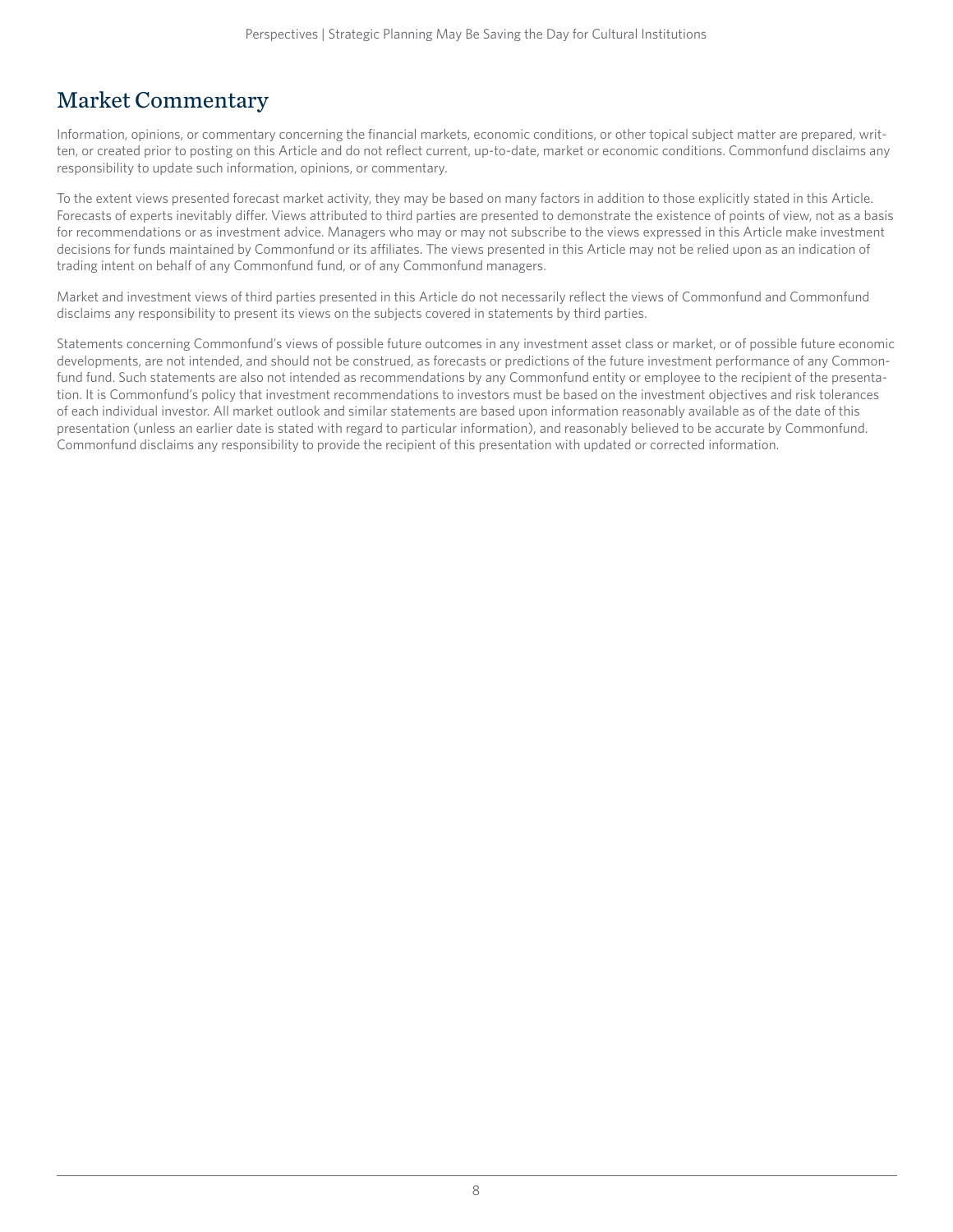## Market Commentary

Information, opinions, or commentary concerning the financial markets, economic conditions, or other topical subject matter are prepared, written, or created prior to posting on this Article and do not reflect current, up-to-date, market or economic conditions. Commonfund disclaims any responsibility to update such information, opinions, or commentary.

To the extent views presented forecast market activity, they may be based on many factors in addition to those explicitly stated in this Article. Forecasts of experts inevitably differ. Views attributed to third parties are presented to demonstrate the existence of points of view, not as a basis for recommendations or as investment advice. Managers who may or may not subscribe to the views expressed in this Article make investment decisions for funds maintained by Commonfund or its affiliates. The views presented in this Article may not be relied upon as an indication of trading intent on behalf of any Commonfund fund, or of any Commonfund managers.

Market and investment views of third parties presented in this Article do not necessarily reflect the views of Commonfund and Commonfund disclaims any responsibility to present its views on the subjects covered in statements by third parties.

Statements concerning Commonfund's views of possible future outcomes in any investment asset class or market, or of possible future economic developments, are not intended, and should not be construed, as forecasts or predictions of the future investment performance of any Commonfund fund. Such statements are also not intended as recommendations by any Commonfund entity or employee to the recipient of the presentation. It is Commonfund's policy that investment recommendations to investors must be based on the investment objectives and risk tolerances of each individual investor. All market outlook and similar statements are based upon information reasonably available as of the date of this presentation (unless an earlier date is stated with regard to particular information), and reasonably believed to be accurate by Commonfund. Commonfund disclaims any responsibility to provide the recipient of this presentation with updated or corrected information.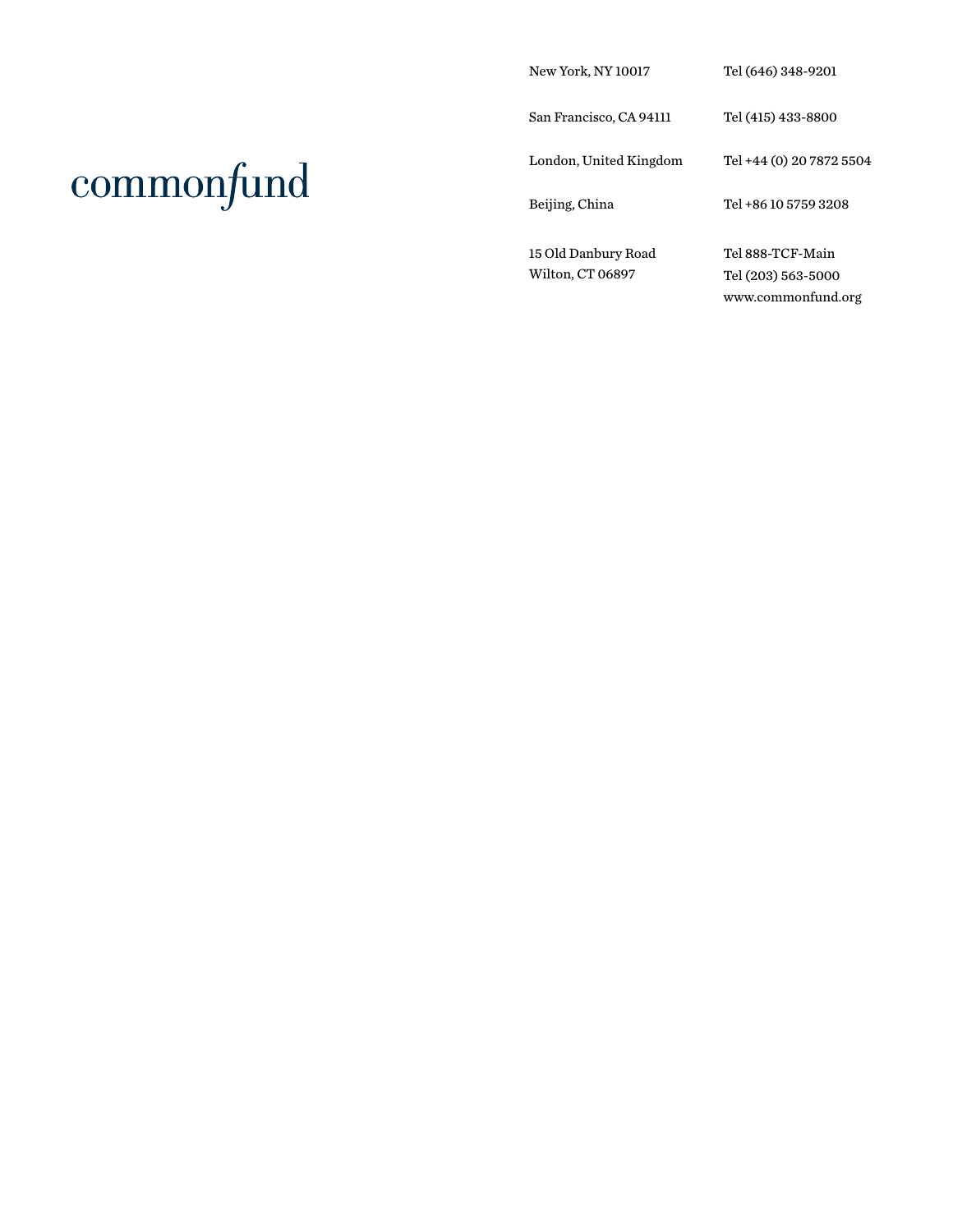commonfund

New York, NY 10017 — Tel (646) 348-9201

San Francisco, CA 94111 — Tel (415) 433-8800

London, United Kingdom — Tel +44 (0) 20 7872 5504

Beijing, China — Tel +86 10 5759 3208

15 Old Danbury Road
Wilton, CT 06897

Tel 888-TCF-Main
Tel (203) 563-5000
www.commonfund.org